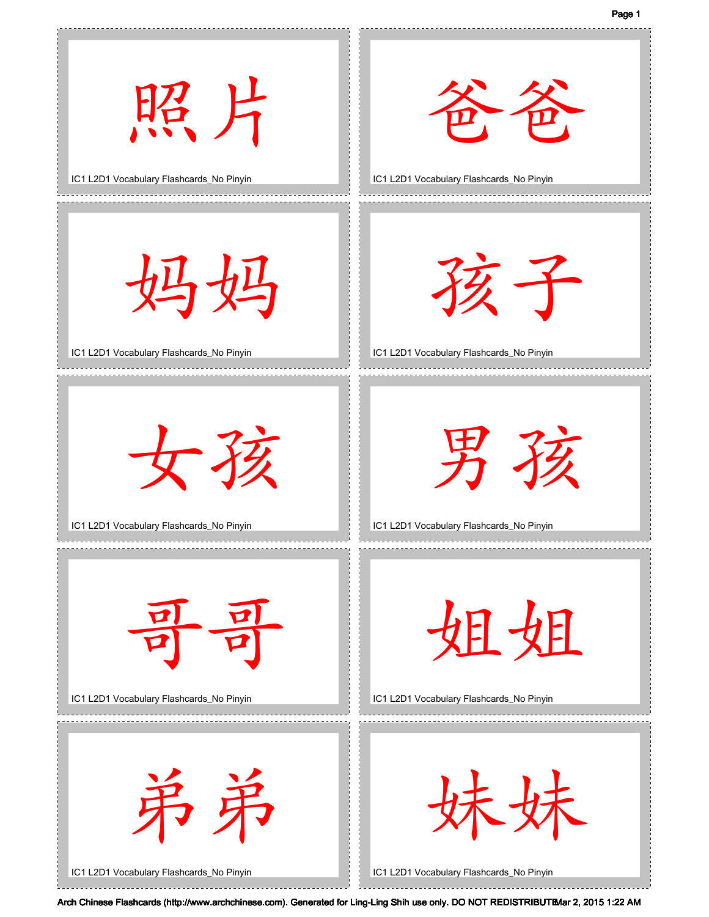照片

IC1 L2D1 Vocabulary Flashcards_No Pinyin

爸爸

IC1 L2D1 Vocabulary Flashcards_No Pinyin

妈妈

IC1 L2D1 Vocabulary Flashcards_No Pinyin

孩子

IC1 L2D1 Vocabulary Flashcards_No Pinyin

女孩

IC1 L2D1 Vocabulary Flashcards_No Pinyin

男孩

IC1 L2D1 Vocabulary Flashcards_No Pinyin

哥哥

IC1 L2D1 Vocabulary Flashcards_No Pinyin

姐姐

IC1 L2D1 Vocabulary Flashcards_No Pinyin

弟弟

IC1 L2D1 Vocabulary Flashcards_No Pinyin

妹妹

IC1 L2D1 Vocabulary Flashcards_No Pinyin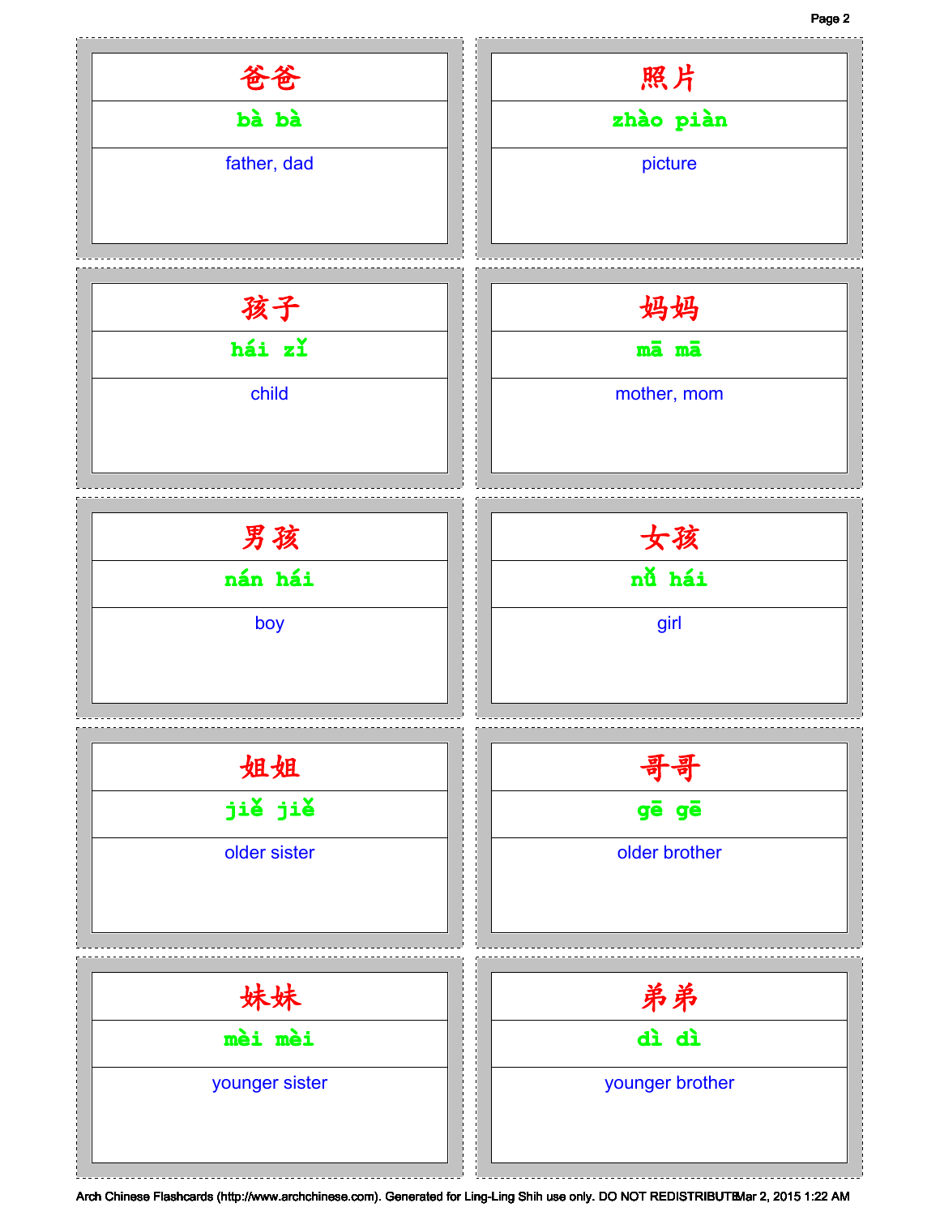爸爸

bà bà

father, dad

照片

zhào piàn

picture

孩子

hái zǐ

child

妈妈

mā mā

mother, mom

男孩

nán hái

boy

女孩

nǚ hái

girl

姐姐

jiě jiě

older sister

哥哥

gē gē

older brother

妹妹

mèi mèi

younger sister

弟弟

dì dì

younger brother

Arch Chinese Flashcards (http://www.archchinese.com). Generated for Ling-Ling Shih use only. DO NOT REDISTRIBUTE Mar 2, 2015 1:22 AM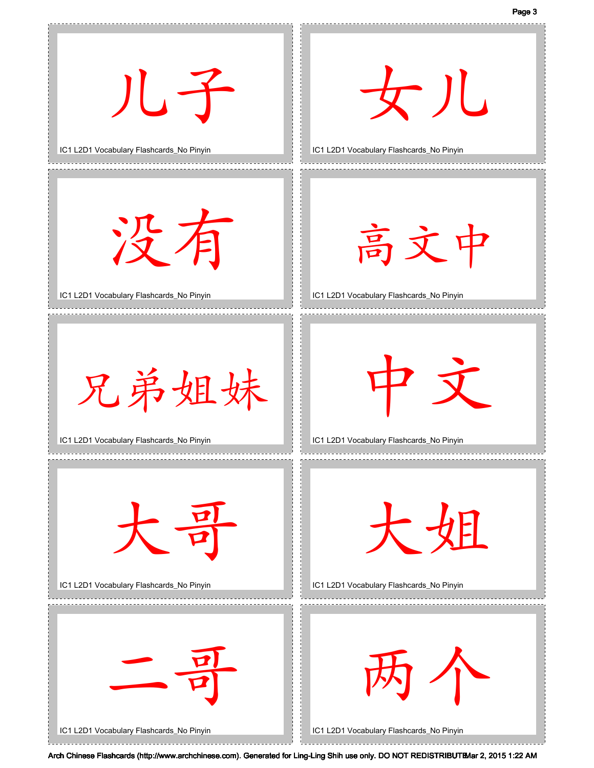儿子

IC1 L2D1 Vocabulary Flashcards_No Pinyin

女儿

IC1 L2D1 Vocabulary Flashcards_No Pinyin

没有

IC1 L2D1 Vocabulary Flashcards_No Pinyin

高文中

IC1 L2D1 Vocabulary Flashcards_No Pinyin

兄弟姐妹

IC1 L2D1 Vocabulary Flashcards_No Pinyin

中文

IC1 L2D1 Vocabulary Flashcards_No Pinyin

大哥

IC1 L2D1 Vocabulary Flashcards_No Pinyin

大姐

IC1 L2D1 Vocabulary Flashcards_No Pinyin

二哥

IC1 L2D1 Vocabulary Flashcards_No Pinyin

两个

IC1 L2D1 Vocabulary Flashcards_No Pinyin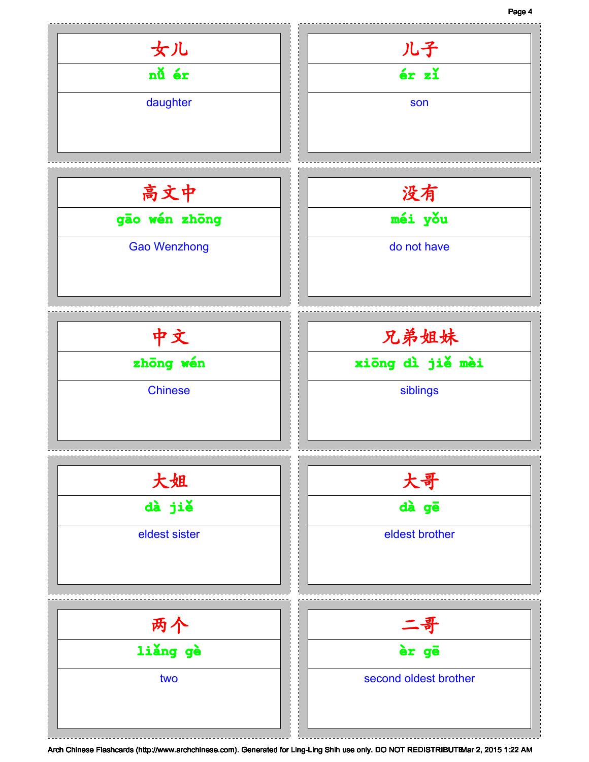| 女儿 | 儿子 |
| --- | --- |
| nǚ ér | ér zǐ |
| daughter | son |

| 高文中 | 没有 |
| --- | --- |
| gāo wén zhōng | méi yǒu |
| Gao Wenzhong | do not have |

| 中文 | 兄弟姐妹 |
| --- | --- |
| zhōng wén | xiōng dì jiě mèi |
| Chinese | siblings |

| 大姐 | 大哥 |
| --- | --- |
| dà jiě | dà gē |
| eldest sister | eldest brother |

| 两个 | 二哥 |
| --- | --- |
| liǎng gè | èr gē |
| two | second oldest brother |

Arch Chinese Flashcards (http://www.archchinese.com). Generated for Ling-Ling Shih use only. DO NOT REDISTRIBUTE Mar 2, 2015 1:22 AM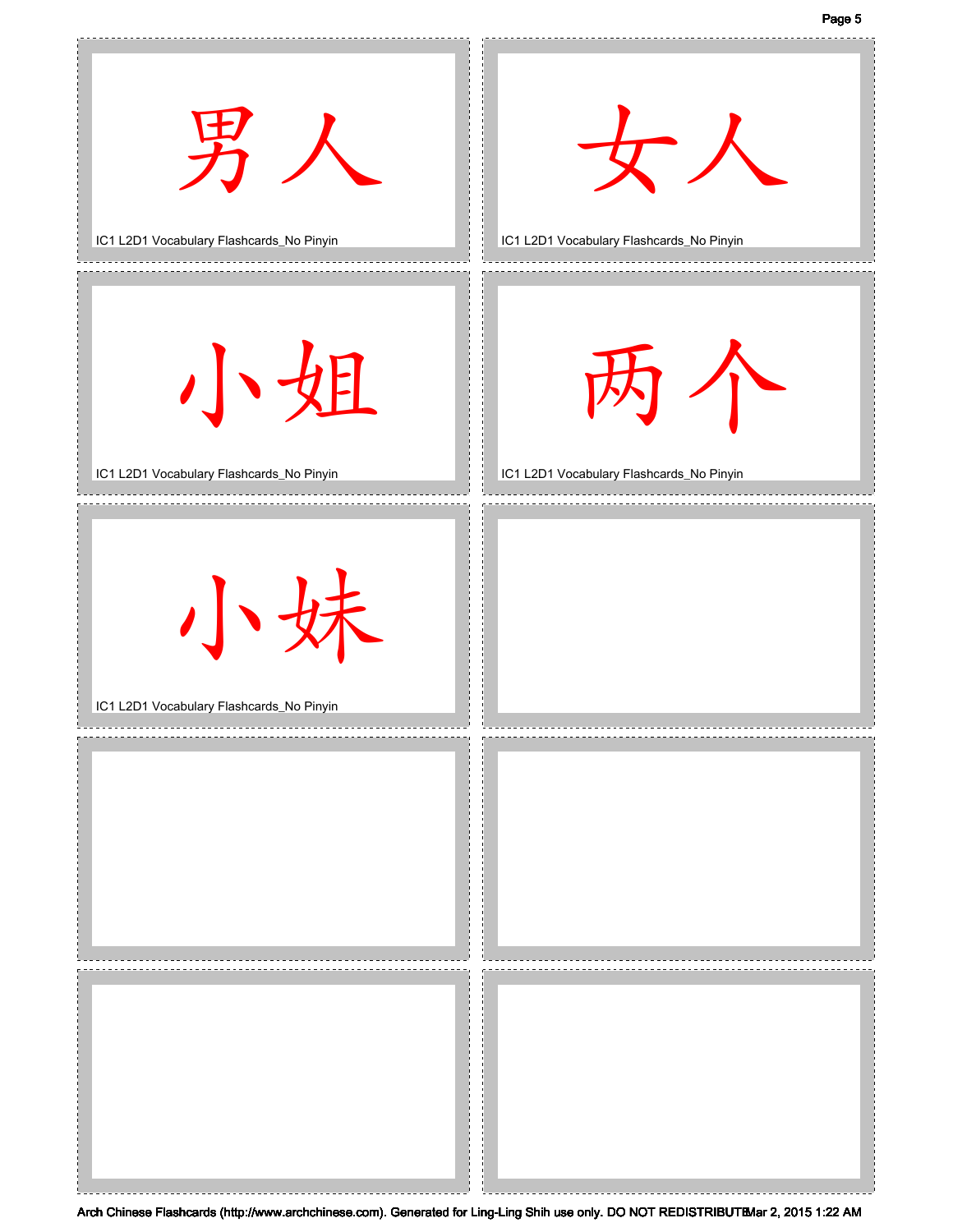男人

IC1 L2D1 Vocabulary Flashcards_No Pinyin

女人

IC1 L2D1 Vocabulary Flashcards_No Pinyin

小姐

IC1 L2D1 Vocabulary Flashcards_No Pinyin

两个

IC1 L2D1 Vocabulary Flashcards_No Pinyin

小妹

IC1 L2D1 Vocabulary Flashcards_No Pinyin

Arch Chinese Flashcards (http://www.archchinese.com). Generated for Ling-Ling Shih use only. DO NOT REDISTRIBUTE Mar 2, 2015 1:22 AM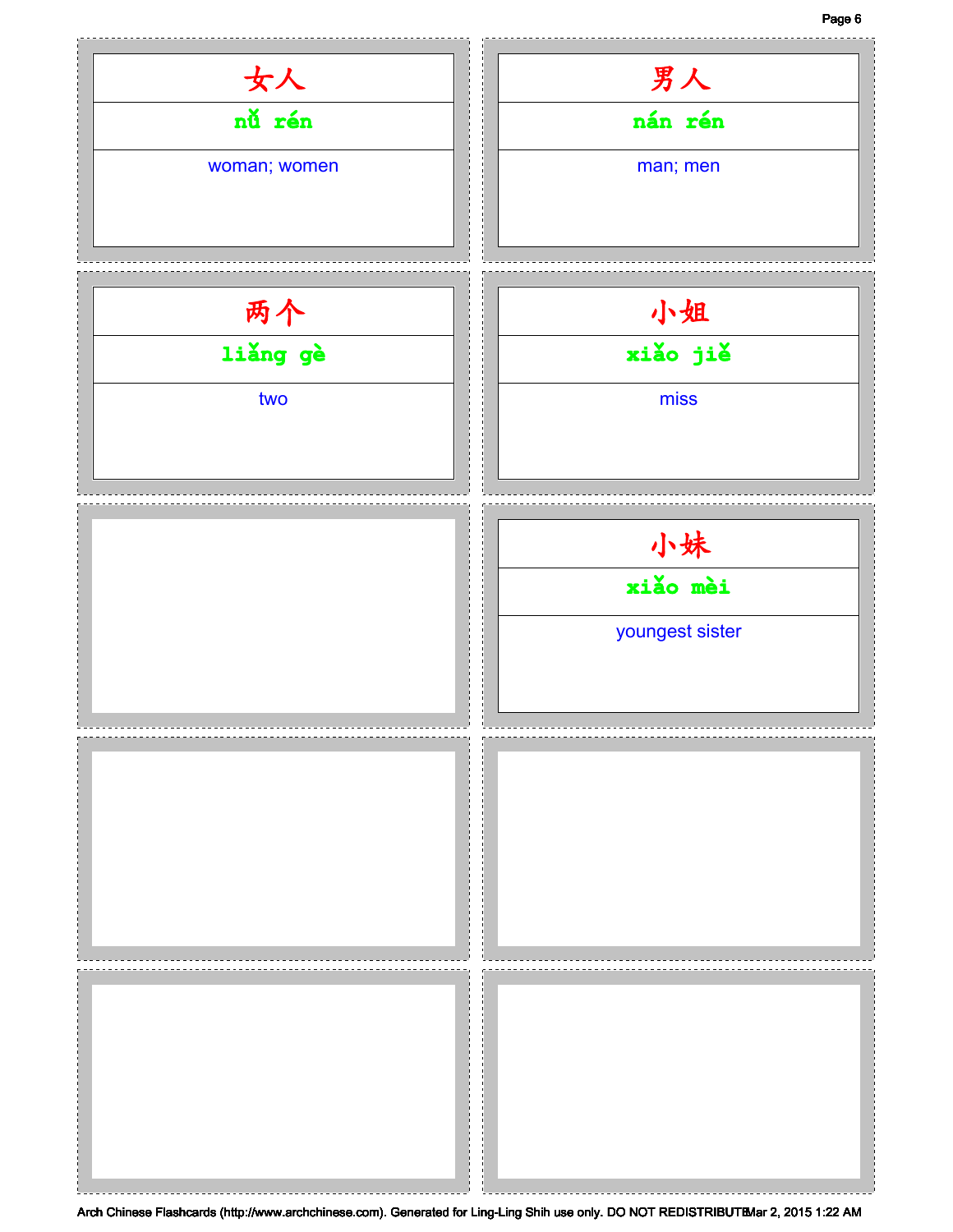女人

nǚ rén

woman; women

男人

nán rén

man; men

两个

liǎng gè

two

小姐

xiǎo jiě

miss

小妹

xiǎo mèi

youngest sister

Arch Chinese Flashcards (http://www.archchinese.com). Generated for Ling-Ling Shih use only. DO NOT REDISTRIBUTE Mar 2, 2015 1:22 AM